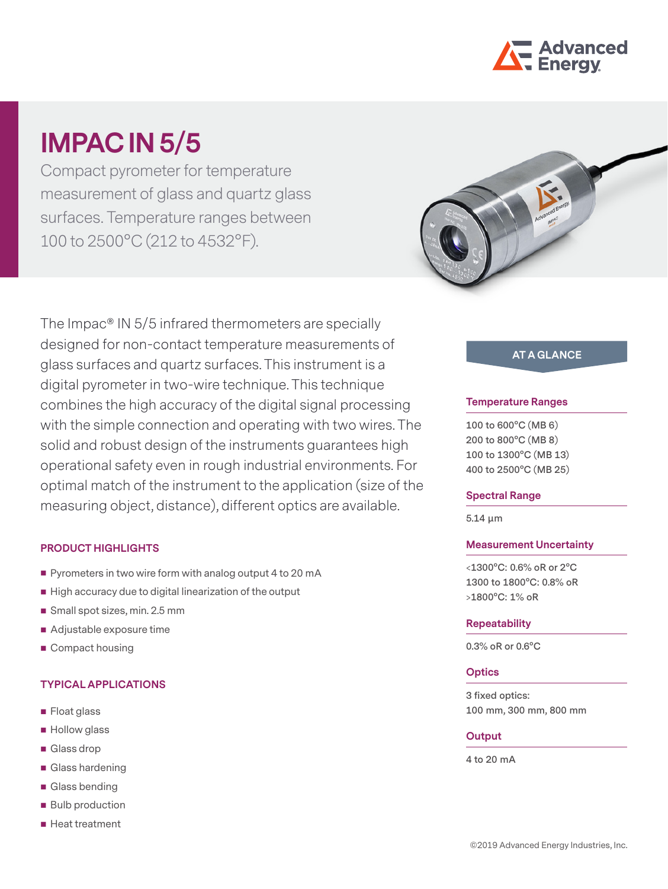# IMPAC IN 5/5

Compact pyrometer for temperature measurement of glass and quartz glass surfaces. Temperature ranges between 100 to 2500°C (212 to 4532°F).

The Impac® IN 5/5 infrared thermometers are specially designed for non-contact temperature measurements of glass surfaces and quartz surfaces. This instrument is a digital pyrometer in two-wire technique. This technique combines the high accuracy of the digital signal processing with the simple connection and operating with two wires. The solid and robust design of the instruments guarantees high operational safety even in rough industrial environments. For optimal match of the instrument to the application (size of the measuring object, distance), different optics are available.

## PRODUCT HIGHLIGHTS

- Pyrometers in two wire form with analog output 4 to 20 mA
- High accuracy due to digital linearization of the output
- Small spot sizes, min. 2.5 mm
- Adjustable exposure time
- Compact housing

## TYPICAL APPLICATIONS

- Float glass
- Hollow glass
- Glass drop
- Glass hardening
- Glass bending
- Bulb production
- Heat treatment

## AT A GLANCE

### Temperature Ranges

100 to 600°C (MB 6)
200 to 800°C (MB 8)
100 to 1300°C (MB 13)
400 to 2500°C (MB 25)

### Spectral Range

5.14 µm

### Measurement Uncertainty

<1300°C: 0.6% oR or 2°C
1300 to 1800°C: 0.8% oR
>1800°C: 1% oR

### Repeatability

0.3% oR or 0.6°C

### Optics

3 fixed optics:
100 mm, 300 mm, 800 mm

### Output

4 to 20 mA

©2019 Advanced Energy Industries, Inc.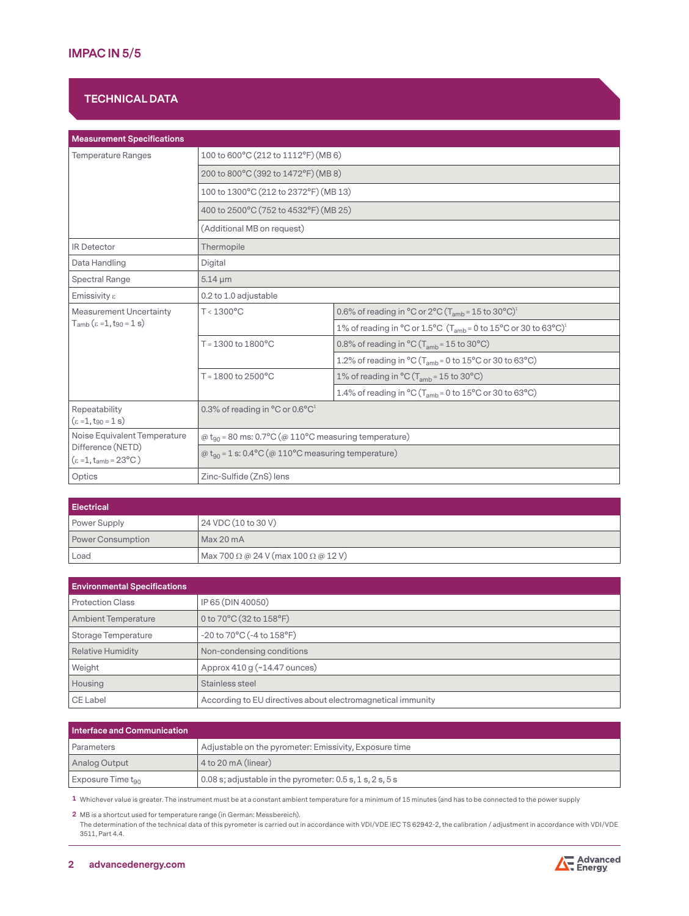## IMPAC IN 5/5

## TECHNICAL DATA

| Measurement Specifications | | |
|---|---|---|
| Temperature Ranges | 100 to 600°C (212 to 1112°F) (MB 6) | |
| | 200 to 800°C (392 to 1472°F) (MB 8) | |
| | 100 to 1300°C (212 to 2372°F) (MB 13) | |
| | 400 to 2500°C (752 to 4532°F) (MB 25) | |
| | (Additional MB on request) | |
| IR Detector | Thermopile | |
| Data Handling | Digital | |
| Spectral Range | 5.14 µm | |
| Emissivity ε | 0.2 to 1.0 adjustable | |
| Measurement Uncertainty $T_{amb}$ (ε =1, $t_{90}$ = 1 s) | T < 1300°C | 0.6% of reading in °C or 2°C ($T_{amb}$ = 15 to 30°C)[1] |
| | | 1% of reading in °C or 1.5°C ($T_{amb}$ = 0 to 15°C or 30 to 63°C)[1] |
| | T = 1300 to 1800°C | 0.8% of reading in °C ($T_{amb}$ = 15 to 30°C) |
| | | 1.2% of reading in °C ($T_{amb}$ = 0 to 15°C or 30 to 63°C) |
| | T = 1800 to 2500°C | 1% of reading in °C ($T_{amb}$ = 15 to 30°C) |
| | | 1.4% of reading in °C ($T_{amb}$ = 0 to 15°C or 30 to 63°C) |
| Repeatability (ε =1, $t_{90}$ = 1 s) | 0.3% of reading in °C or 0.6°C[1] | |
| Noise Equivalent Temperature Difference (NETD) (ε =1, $t_{amb}$ = 23°C ) | @ $t_{90}$ = 80 ms: 0.7°C (@ 110°C measuring temperature) | |
| | @ $t_{90}$ = 1 s: 0.4°C (@ 110°C measuring temperature) | |
| Optics | Zinc-Sulfide (ZnS) lens | |

| Electrical | |
|---|---|
| Power Supply | 24 VDC (10 to 30 V) |
| Power Consumption | Max 20 mA |
| Load | Max 700 Ω @ 24 V (max 100 Ω @ 12 V) |

| Environmental Specifications | |
|---|---|
| Protection Class | IP 65 (DIN 40050) |
| Ambient Temperature | 0 to 70°C (32 to 158°F) |
| Storage Temperature | -20 to 70°C (-4 to 158°F) |
| Relative Humidity | Non-condensing conditions |
| Weight | Approx 410 g (~14.47 ounces) |
| Housing | Stainless steel |
| CE Label | According to EU directives about electromagnetical immunity |

| Interface and Communication | |
|---|---|
| Parameters | Adjustable on the pyrometer: Emissivity, Exposure time |
| Analog Output | 4 to 20 mA (linear) |
| Exposure Time $t_{90}$ | 0.08 s; adjustable in the pyrometer: 0.5 s, 1 s, 2 s, 5 s |

1 Whichever value is greater. The instrument must be at a constant ambient temperature for a minimum of 15 minutes (and has to be connected to the power supply

2 MB is a shortcut used for temperature range (in German: Messbereich).
The determination of the technical data of this pyrometer is carried out in accordance with VDI/VDE IEC TS 62942-2, the calibration / adjustment in accordance with VDI/VDE 3511, Part 4.4.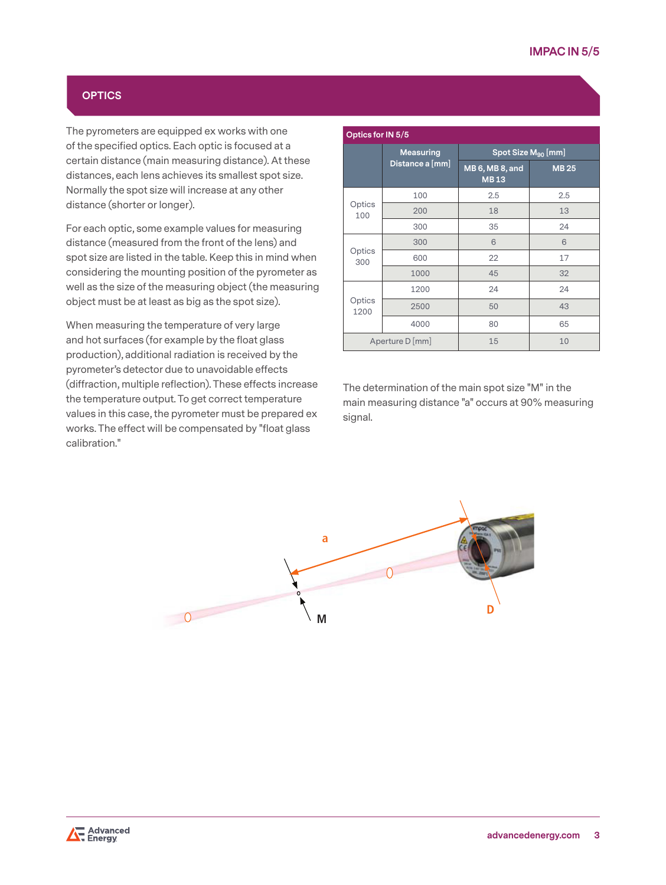## OPTICS

The pyrometers are equipped ex works with one of the specified optics. Each optic is focused at a certain distance (main measuring distance). At these distances, each lens achieves its smallest spot size. Normally the spot size will increase at any other distance (shorter or longer).

For each optic, some example values for measuring distance (measured from the front of the lens) and spot size are listed in the table. Keep this in mind when considering the mounting position of the pyrometer as well as the size of the measuring object (the measuring object must be at least as big as the spot size).

When measuring the temperature of very large and hot surfaces (for example by the float glass production), additional radiation is received by the pyrometer's detector due to unavoidable effects (diffraction, multiple reflection). These effects increase the temperature output. To get correct temperature values in this case, the pyrometer must be prepared ex works. The effect will be compensated by "float glass calibration."

**Optics for IN 5/5**

| | Measuring Distance a [mm] | Spot Size $M_{90}$ [mm] | |
|---|---|---|---|
| | | MB 6, MB 8, and MB 13 | MB 25 |
| Optics 100 | 100 | 2.5 | 2.5 |
| | 200 | 18 | 13 |
| | 300 | 35 | 24 |
| Optics 300 | 300 | 6 | 6 |
| | 600 | 22 | 17 |
| | 1000 | 45 | 32 |
| Optics 1200 | 1200 | 24 | 24 |
| | 2500 | 50 | 43 |
| | 4000 | 80 | 65 |
| Aperture D [mm] | | 15 | 10 |

The determination of the main spot size "M" in the main measuring distance "a" occurs at 90% measuring signal.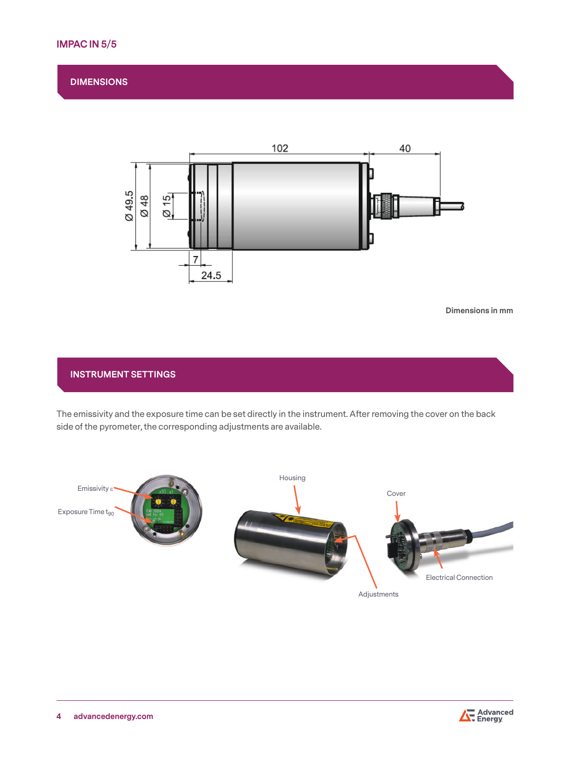## DIMENSIONS

Dimensions in mm

## INSTRUMENT SETTINGS

The emissivity and the exposure time can be set directly in the instrument. After removing the cover on the back side of the pyrometer, the corresponding adjustments are available.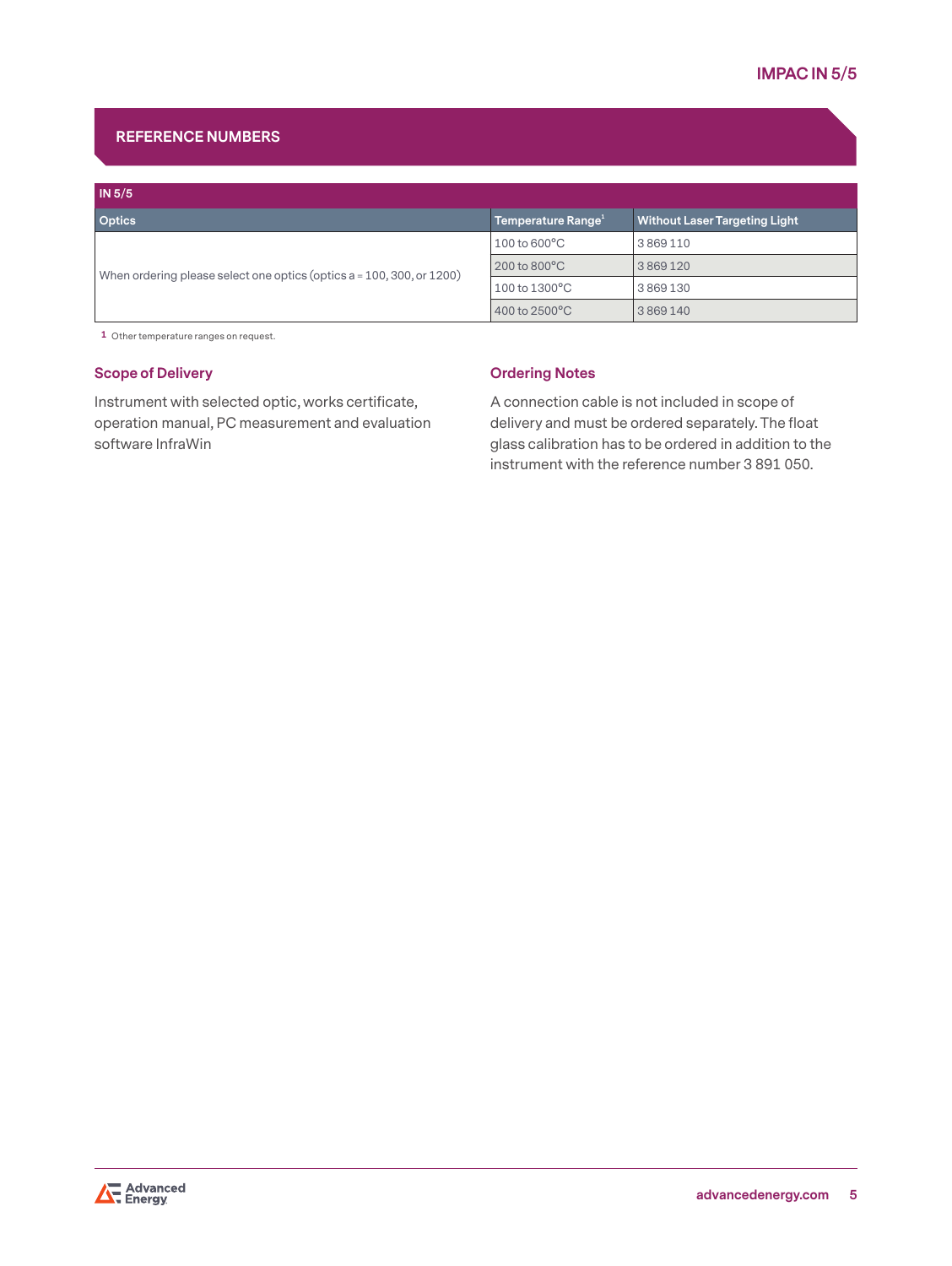## REFERENCE NUMBERS

| IN 5/5 | | |
|---|---|---|
| **Optics** | **Temperature Range[1]** | **Without Laser Targeting Light** |
| When ordering please select one optics (optics a = 100, 300, or 1200) | 100 to 600°C | 3 869 110 |
| | 200 to 800°C | 3 869 120 |
| | 100 to 1300°C | 3 869 130 |
| | 400 to 2500°C | 3 869 140 |

1 Other temperature ranges on request.

### Scope of Delivery

Instrument with selected optic, works certificate, operation manual, PC measurement and evaluation software InfraWin

### Ordering Notes

A connection cable is not included in scope of delivery and must be ordered separately. The float glass calibration has to be ordered in addition to the instrument with the reference number 3 891 050.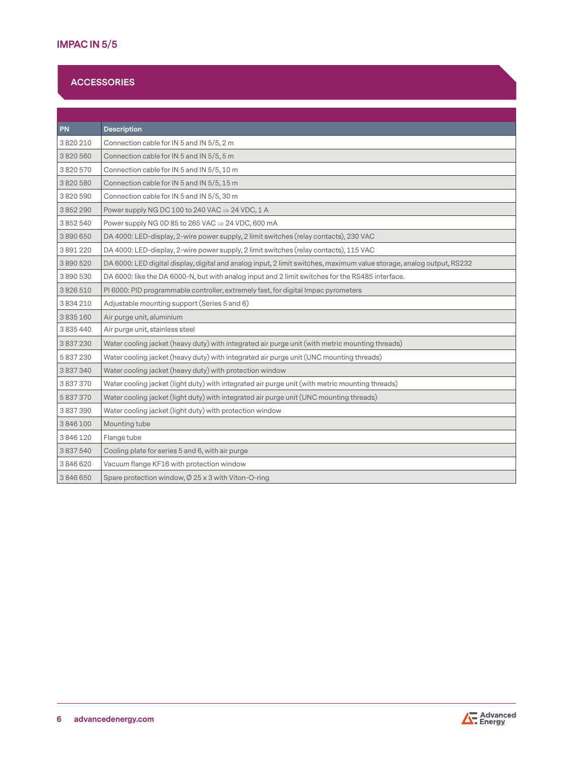## ACCESSORIES

| PN | Description |
|---|---|
| 3 820 210 | Connection cable for IN 5 and IN 5/5, 2 m |
| 3 820 560 | Connection cable for IN 5 and IN 5/5, 5 m |
| 3 820 570 | Connection cable for IN 5 and IN 5/5, 10 m |
| 3 820 580 | Connection cable for IN 5 and IN 5/5, 15 m |
| 3 820 590 | Connection cable for IN 5 and IN 5/5, 30 m |
| 3 852 290 | Power supply NG DC 100 to 240 VAC ⇒ 24 VDC, 1 A |
| 3 852 540 | Power supply NG 0D 85 to 265 VAC ⇒ 24 VDC, 600 mA |
| 3 890 650 | DA 4000: LED-display, 2-wire power supply, 2 limit switches (relay contacts), 230 VAC |
| 3 891 220 | DA 4000: LED-display, 2-wire power supply, 2 limit switches (relay contacts), 115 VAC |
| 3 890 520 | DA 6000: LED digital display, digital and analog input, 2 limit switches, maximum value storage, analog output, RS232 |
| 3 890 530 | DA 6000: like the DA 6000-N, but with analog input and 2 limit switches for the RS485 interface. |
| 3 826 510 | PI 6000: PID programmable controller, extremely fast, for digital Impac pyrometers |
| 3 834 210 | Adjustable mounting support (Series 5 and 6) |
| 3 835 160 | Air purge unit, aluminium |
| 3 835 440 | Air purge unit, stainless steel |
| 3 837 230 | Water cooling jacket (heavy duty) with integrated air purge unit (with metric mounting threads) |
| 5 837 230 | Water cooling jacket (heavy duty) with integrated air purge unit (UNC mounting threads) |
| 3 837 340 | Water cooling jacket (heavy duty) with protection window |
| 3 837 370 | Water cooling jacket (light duty) with integrated air purge unit (with metric mounting threads) |
| 5 837 370 | Water cooling jacket (light duty) with integrated air purge unit (UNC mounting threads) |
| 3 837 390 | Water cooling jacket (light duty) with protection window |
| 3 846 100 | Mounting tube |
| 3 846 120 | Flange tube |
| 3 837 540 | Cooling plate for series 5 and 6, with air purge |
| 3 846 620 | Vacuum flange KF16 with protection window |
| 3 846 650 | Spare protection window, Ø 25 x 3 with Viton-O-ring |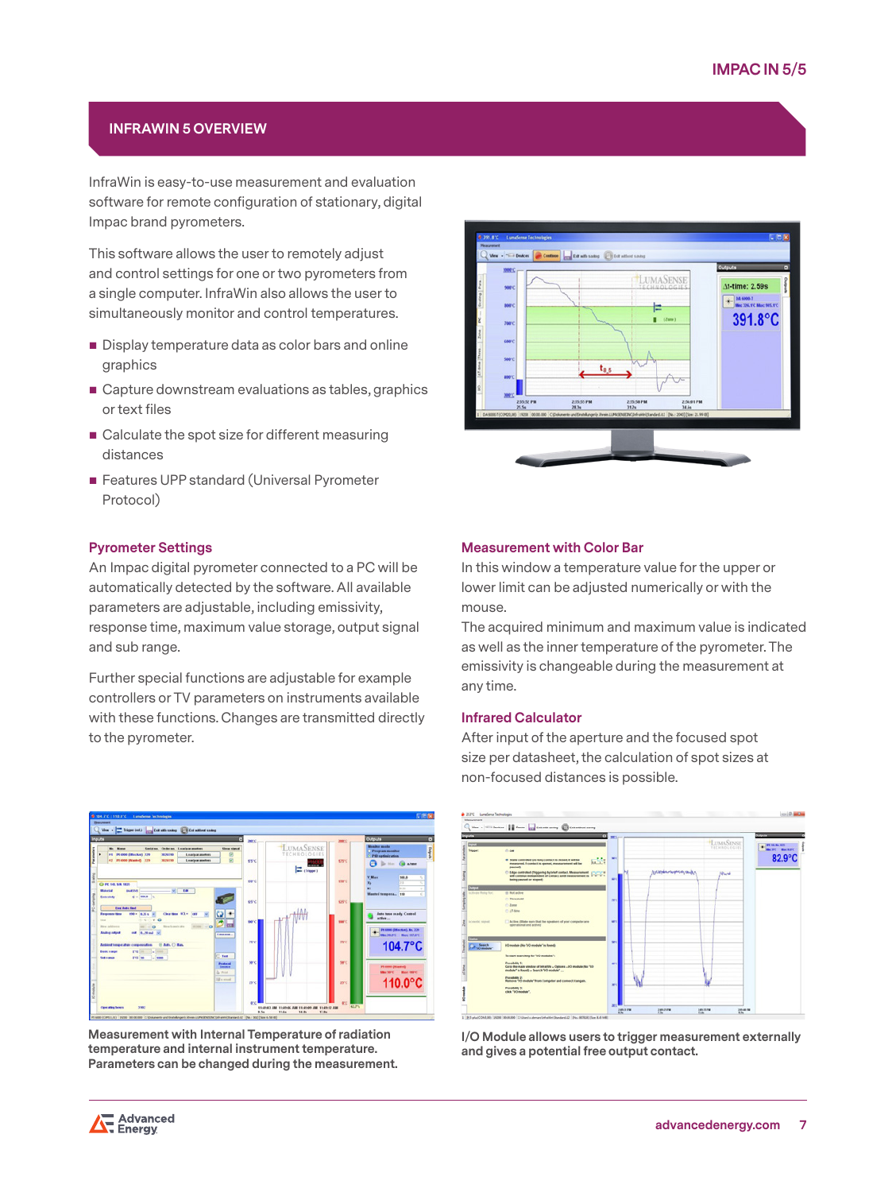## INFRAWIN 5 OVERVIEW

InfraWin is easy-to-use measurement and evaluation software for remote configuration of stationary, digital Impac brand pyrometers.

This software allows the user to remotely adjust and control settings for one or two pyrometers from a single computer. InfraWin also allows the user to simultaneously monitor and control temperatures.

- Display temperature data as color bars and online graphics
- Capture downstream evaluations as tables, graphics or text files
- Calculate the spot size for different measuring distances
- Features UPP standard (Universal Pyrometer Protocol)

### Pyrometer Settings

An Impac digital pyrometer connected to a PC will be automatically detected by the software. All available parameters are adjustable, including emissivity, response time, maximum value storage, output signal and sub range.

Further special functions are adjustable for example controllers or TV parameters on instruments available with these functions. Changes are transmitted directly to the pyrometer.

### Measurement with Color Bar

In this window a temperature value for the upper or lower limit can be adjusted numerically or with the mouse.

The acquired minimum and maximum value is indicated as well as the inner temperature of the pyrometer. The emissivity is changeable during the measurement at any time.

### Infrared Calculator

After input of the aperture and the focused spot size per datasheet, the calculation of spot sizes at non-focused distances is possible.

**Measurement with Internal Temperature of radiation temperature and internal instrument temperature. Parameters can be changed during the measurement.**

**I/O Module allows users to trigger measurement externally and gives a potential free output contact.**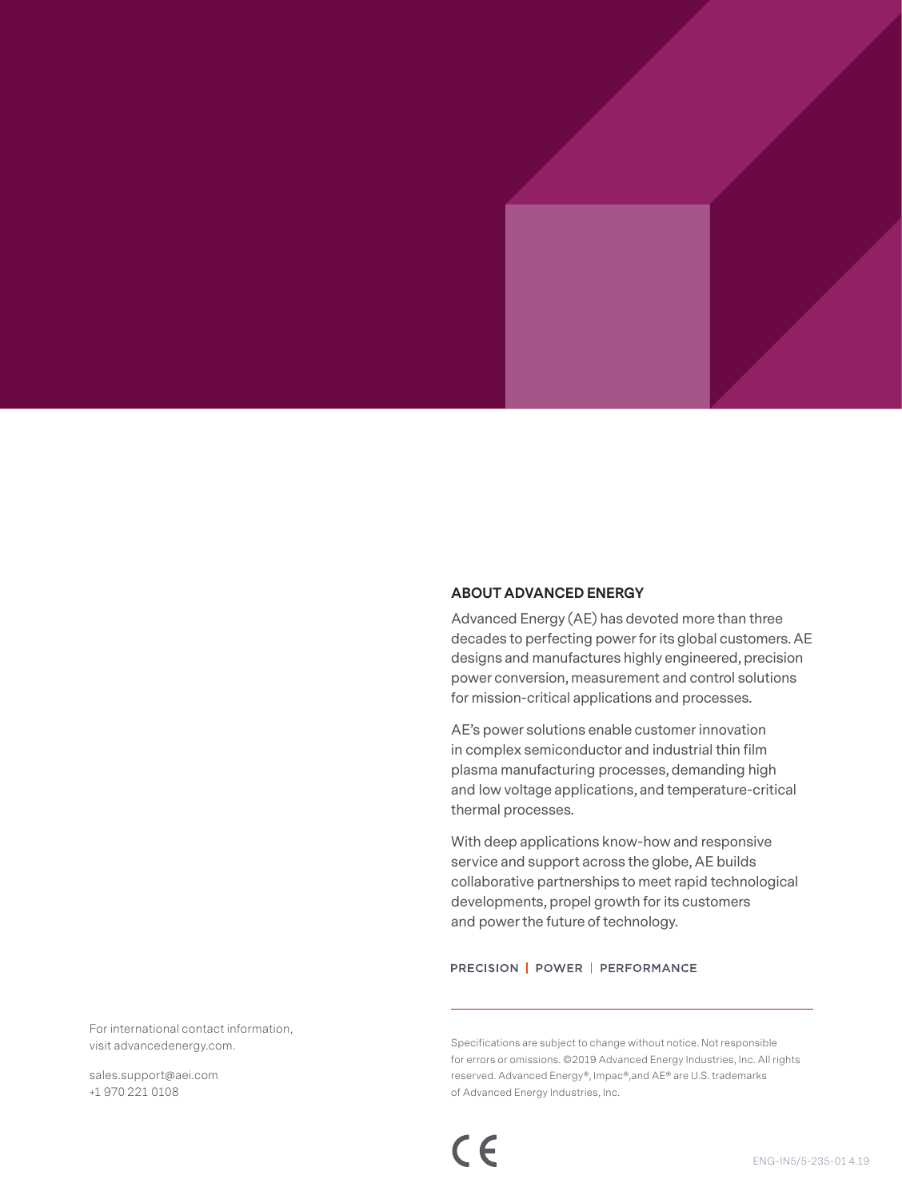## ABOUT ADVANCED ENERGY

Advanced Energy (AE) has devoted more than three decades to perfecting power for its global customers. AE designs and manufactures highly engineered, precision power conversion, measurement and control solutions for mission-critical applications and processes.

AE's power solutions enable customer innovation in complex semiconductor and industrial thin film plasma manufacturing processes, demanding high and low voltage applications, and temperature-critical thermal processes.

With deep applications know-how and responsive service and support across the globe, AE builds collaborative partnerships to meet rapid technological developments, propel growth for its customers and power the future of technology.

PRECISION | POWER | PERFORMANCE

For international contact information, visit advancedenergy.com.

sales.support@aei.com
+1 970 221 0108

Specifications are subject to change without notice. Not responsible for errors or omissions. ©2019 Advanced Energy Industries, Inc. All rights reserved. Advanced Energy®, Impac®,and AE® are U.S. trademarks of Advanced Energy Industries, Inc.

CE

ENG-IN5/5-235-01 4.19